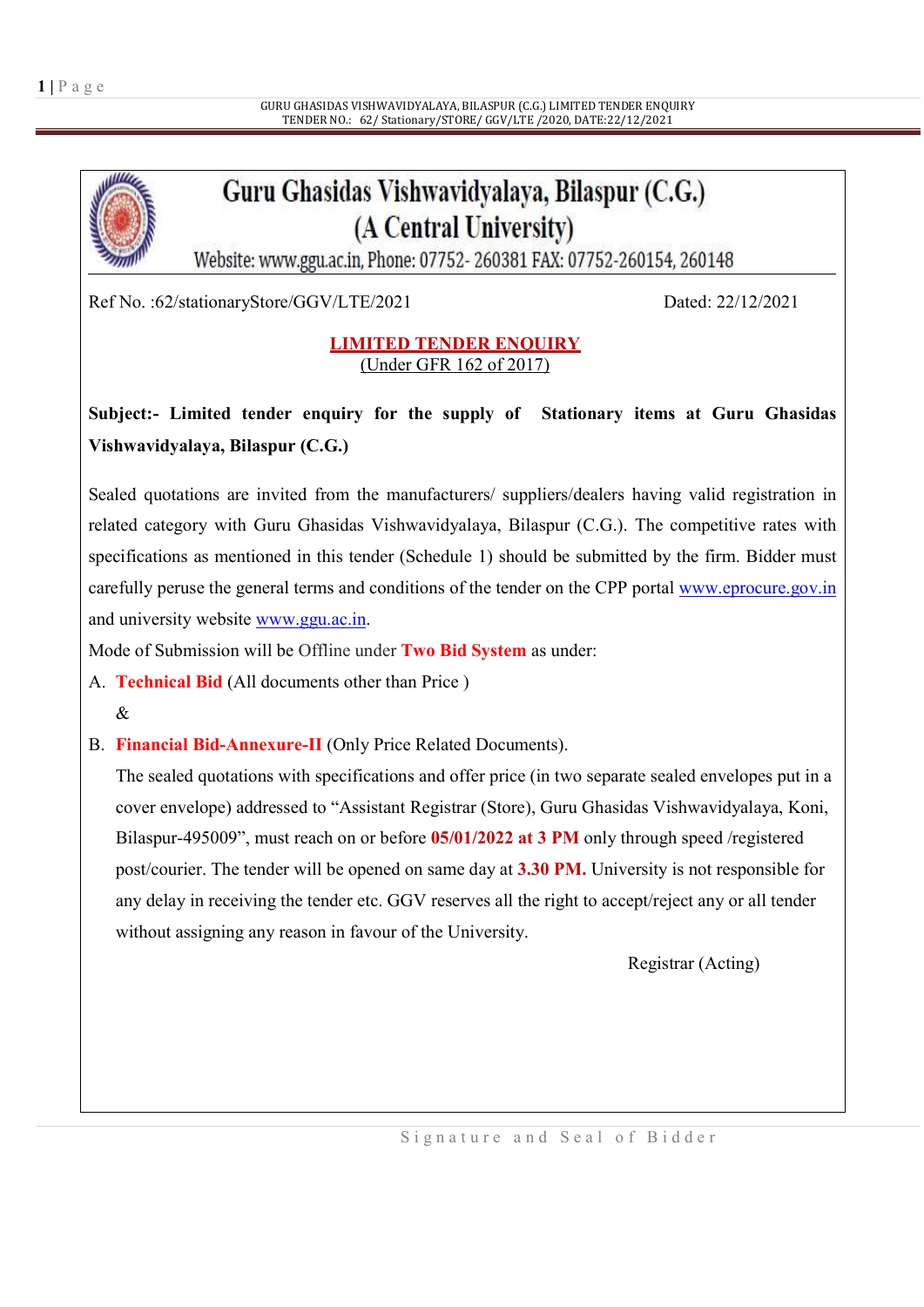# Guru Ghasidas Vishwavidyalaya, Bilaspur (C.G.)

## (A Central University)

Website: www.ggu.ac.in, Phone: 07752- 260381 FAX: 07752-260154, 260148

Ref No. :62/stationaryStore/GGV/LTE/2021 Dated: 22/12/2021

**LIMITED TENDER ENQUIRY**

(Under GFR 162 of 2017)

**Subject:- Limited tender enquiry for the supply of Stationary items at Guru Ghasidas Vishwavidyalaya, Bilaspur (C.G.)**

Sealed quotations are invited from the manufacturers/ suppliers/dealers having valid registration in related category with Guru Ghasidas Vishwavidyalaya, Bilaspur (C.G.). The competitive rates with specifications as mentioned in this tender (Schedule 1) should be submitted by the firm. Bidder must carefully peruse the general terms and conditions of the tender on the CPP portal www.eprocure.gov.in and university website www.ggu.ac.in.

Mode of Submission will be Offline under **Two Bid System** as under:

A. **Technical Bid** (All documents other than Price )

&

B. **Financial Bid-Annexure-II** (Only Price Related Documents).

The sealed quotations with specifications and offer price (in two separate sealed envelopes put in a cover envelope) addressed to "Assistant Registrar (Store), Guru Ghasidas Vishwavidyalaya, Koni, Bilaspur-495009", must reach on or before **05/01/2022 at 3 PM** only through speed /registered post/courier. The tender will be opened on same day at **3.30 PM.** University is not responsible for any delay in receiving the tender etc. GGV reserves all the right to accept/reject any or all tender without assigning any reason in favour of the University.

Registrar (Acting)

Signature and Seal of Bidder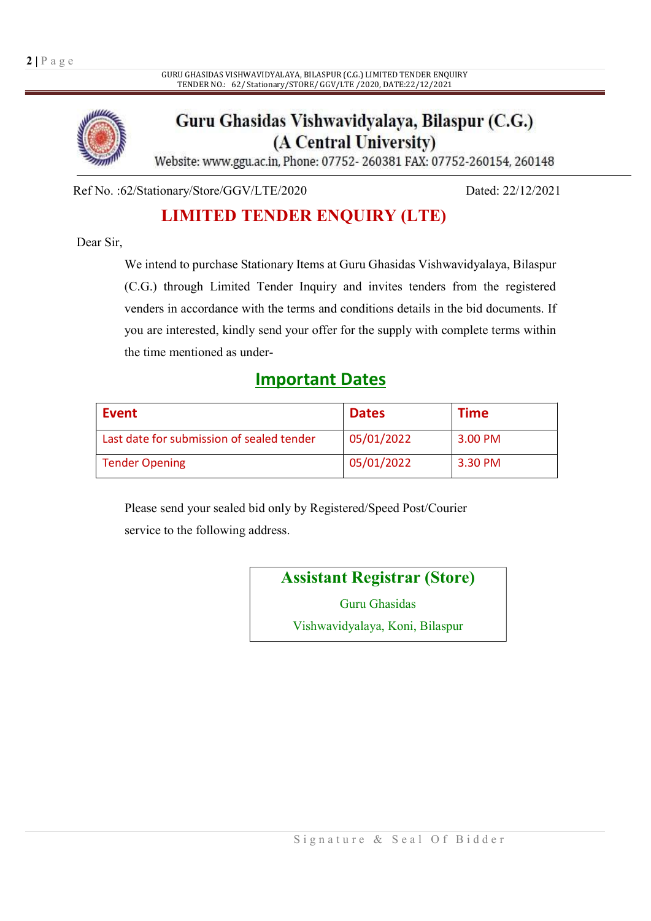# Guru Ghasidas Vishwavidyalaya, Bilaspur (C.G.)
## (A Central University)

Website: www.ggu.ac.in, Phone: 07752- 260381 FAX: 07752-260154, 260148

Ref No. :62/Stationary/Store/GGV/LTE/2020 Dated: 22/12/2021

## LIMITED TENDER ENQUIRY (LTE)

Dear Sir,

We intend to purchase Stationary Items at Guru Ghasidas Vishwavidyalaya, Bilaspur (C.G.) through Limited Tender Inquiry and invites tenders from the registered venders in accordance with the terms and conditions details in the bid documents. If you are interested, kindly send your offer for the supply with complete terms within the time mentioned as under-

## Important Dates

| Event | Dates | Time |
|---|---|---|
| Last date for submission of sealed tender | 05/01/2022 | 3.00 PM |
| Tender Opening | 05/01/2022 | 3.30 PM |

Please send your sealed bid only by Registered/Speed Post/Courier service to the following address.

**Assistant Registrar (Store)**
Guru Ghasidas
Vishwavidyalaya, Koni, Bilaspur

Signature & Seal Of Bidder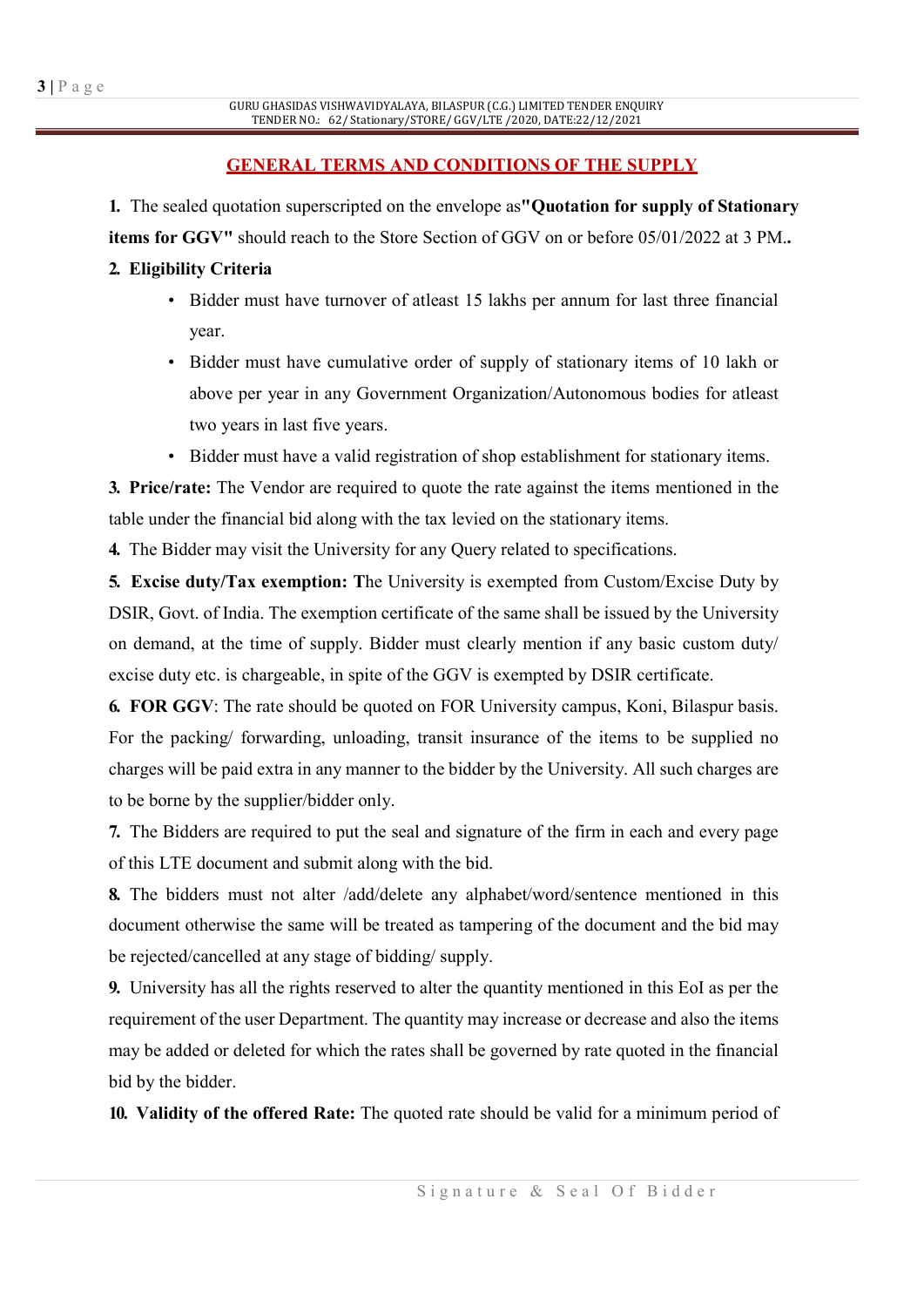## GENERAL TERMS AND CONDITIONS OF THE SUPPLY

**1.** The sealed quotation superscripted on the envelope as **"Quotation for supply of Stationary items for GGV"** should reach to the Store Section of GGV on or before 05/01/2022 at 3 PM**.**

**2. Eligibility Criteria**

- Bidder must have turnover of atleast 15 lakhs per annum for last three financial year.
- Bidder must have cumulative order of supply of stationary items of 10 lakh or above per year in any Government Organization/Autonomous bodies for atleast two years in last five years.
- Bidder must have a valid registration of shop establishment for stationary items.

**3. Price/rate:** The Vendor are required to quote the rate against the items mentioned in the table under the financial bid along with the tax levied on the stationary items.

**4.** The Bidder may visit the University for any Query related to specifications.

**5. Excise duty/Tax exemption: T**he University is exempted from Custom/Excise Duty by DSIR, Govt. of India. The exemption certificate of the same shall be issued by the University on demand, at the time of supply. Bidder must clearly mention if any basic custom duty/ excise duty etc. is chargeable, in spite of the GGV is exempted by DSIR certificate.

**6. FOR GGV**: The rate should be quoted on FOR University campus, Koni, Bilaspur basis. For the packing/ forwarding, unloading, transit insurance of the items to be supplied no charges will be paid extra in any manner to the bidder by the University. All such charges are to be borne by the supplier/bidder only.

**7.** The Bidders are required to put the seal and signature of the firm in each and every page of this LTE document and submit along with the bid.

**8.** The bidders must not alter /add/delete any alphabet/word/sentence mentioned in this document otherwise the same will be treated as tampering of the document and the bid may be rejected/cancelled at any stage of bidding/ supply.

**9.** University has all the rights reserved to alter the quantity mentioned in this EoI as per the requirement of the user Department. The quantity may increase or decrease and also the items may be added or deleted for which the rates shall be governed by rate quoted in the financial bid by the bidder.

**10. Validity of the offered Rate:** The quoted rate should be valid for a minimum period of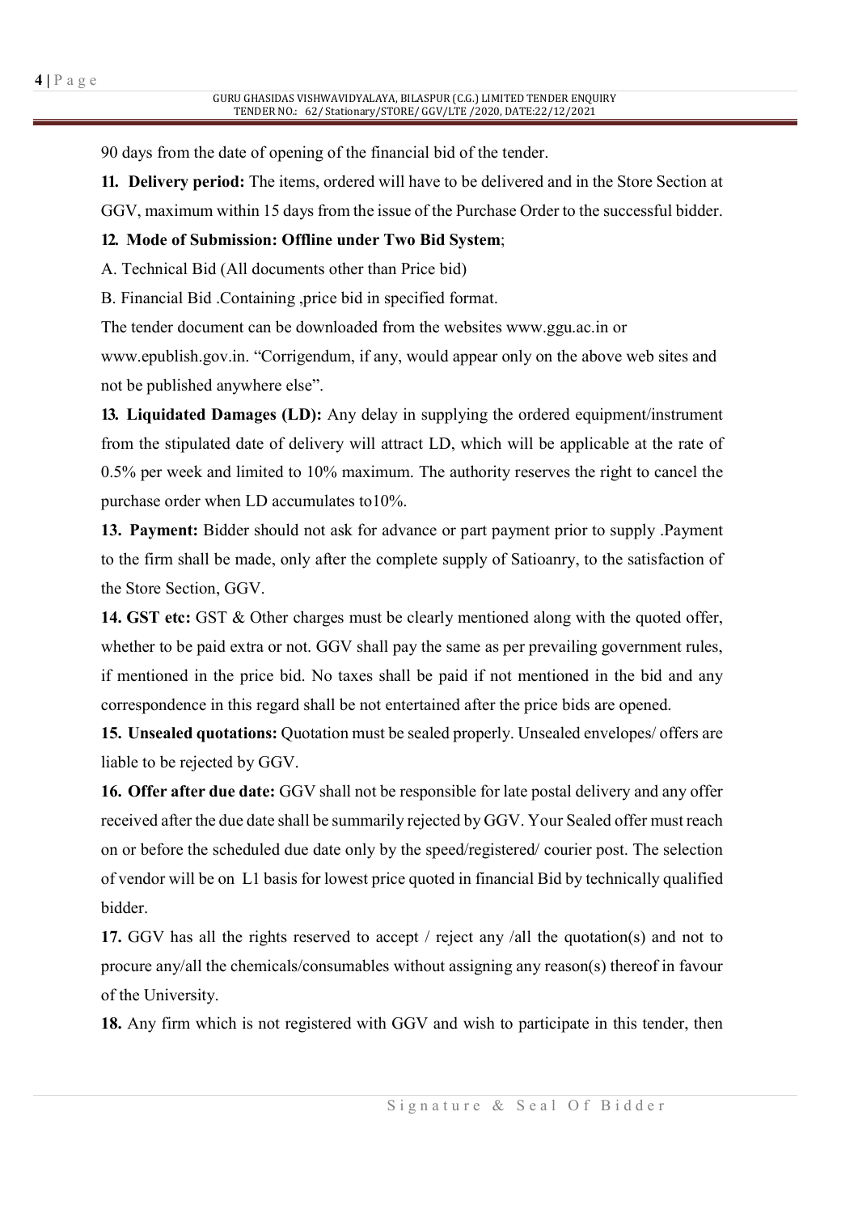90 days from the date of opening of the financial bid of the tender.

**11. Delivery period:** The items, ordered will have to be delivered and in the Store Section at GGV, maximum within 15 days from the issue of the Purchase Order to the successful bidder.

**12. Mode of Submission: Offline under Two Bid System**;

A. Technical Bid (All documents other than Price bid)

B. Financial Bid .Containing ,price bid in specified format.

The tender document can be downloaded from the websites www.ggu.ac.in or www.epublish.gov.in. "Corrigendum, if any, would appear only on the above web sites and not be published anywhere else".

**13. Liquidated Damages (LD):** Any delay in supplying the ordered equipment/instrument from the stipulated date of delivery will attract LD, which will be applicable at the rate of 0.5% per week and limited to 10% maximum. The authority reserves the right to cancel the purchase order when LD accumulates to10%.

**13. Payment:** Bidder should not ask for advance or part payment prior to supply .Payment to the firm shall be made, only after the complete supply of Satioanry, to the satisfaction of the Store Section, GGV.

**14. GST etc:** GST & Other charges must be clearly mentioned along with the quoted offer, whether to be paid extra or not. GGV shall pay the same as per prevailing government rules, if mentioned in the price bid. No taxes shall be paid if not mentioned in the bid and any correspondence in this regard shall be not entertained after the price bids are opened.

**15. Unsealed quotations:** Quotation must be sealed properly. Unsealed envelopes/ offers are liable to be rejected by GGV.

**16. Offer after due date:** GGV shall not be responsible for late postal delivery and any offer received after the due date shall be summarily rejected by GGV. Your Sealed offer must reach on or before the scheduled due date only by the speed/registered/ courier post. The selection of vendor will be on L1 basis for lowest price quoted in financial Bid by technically qualified bidder.

**17.** GGV has all the rights reserved to accept / reject any /all the quotation(s) and not to procure any/all the chemicals/consumables without assigning any reason(s) thereof in favour of the University.

**18.** Any firm which is not registered with GGV and wish to participate in this tender, then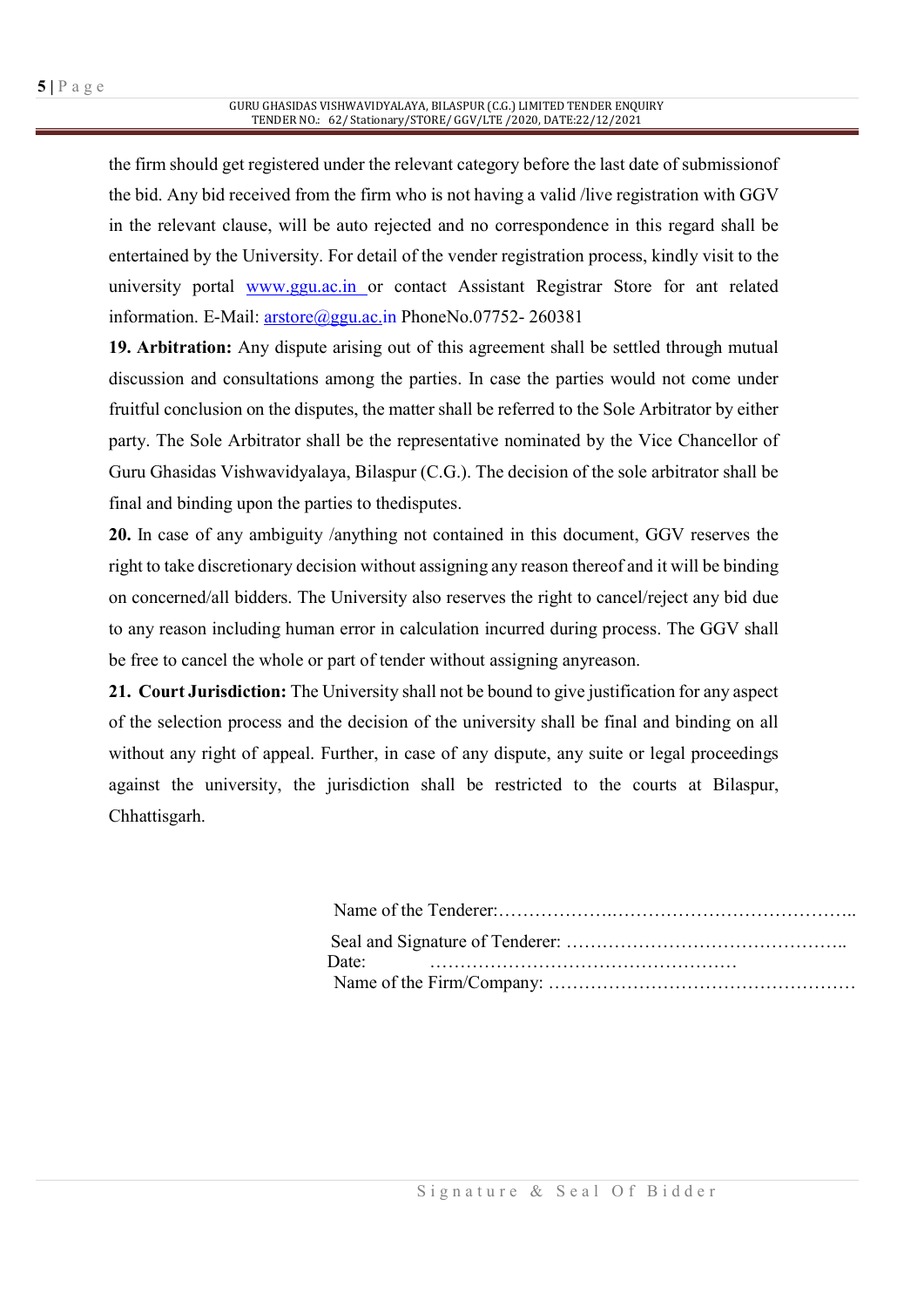the firm should get registered under the relevant category before the last date of submissionof the bid. Any bid received from the firm who is not having a valid /live registration with GGV in the relevant clause, will be auto rejected and no correspondence in this regard shall be entertained by the University. For detail of the vender registration process, kindly visit to the university portal www.ggu.ac.in or contact Assistant Registrar Store for ant related information. E-Mail: arstore@ggu.ac.in PhoneNo.07752- 260381

**19. Arbitration:** Any dispute arising out of this agreement shall be settled through mutual discussion and consultations among the parties. In case the parties would not come under fruitful conclusion on the disputes, the matter shall be referred to the Sole Arbitrator by either party. The Sole Arbitrator shall be the representative nominated by the Vice Chancellor of Guru Ghasidas Vishwavidyalaya, Bilaspur (C.G.). The decision of the sole arbitrator shall be final and binding upon the parties to thedisputes.

**20.** In case of any ambiguity /anything not contained in this document, GGV reserves the right to take discretionary decision without assigning any reason thereof and it will be binding on concerned/all bidders. The University also reserves the right to cancel/reject any bid due to any reason including human error in calculation incurred during process. The GGV shall be free to cancel the whole or part of tender without assigning anyreason.

**21. Court Jurisdiction:** The University shall not be bound to give justification for any aspect of the selection process and the decision of the university shall be final and binding on all without any right of appeal. Further, in case of any dispute, any suite or legal proceedings against the university, the jurisdiction shall be restricted to the courts at Bilaspur, Chhattisgarh.

Name of the Tenderer:……………….…………………………………..

Seal and Signature of Tenderer: ………………………………………..

Date: ……………………………………………

Name of the Firm/Company: ……………………………………………

Signature & Seal Of Bidder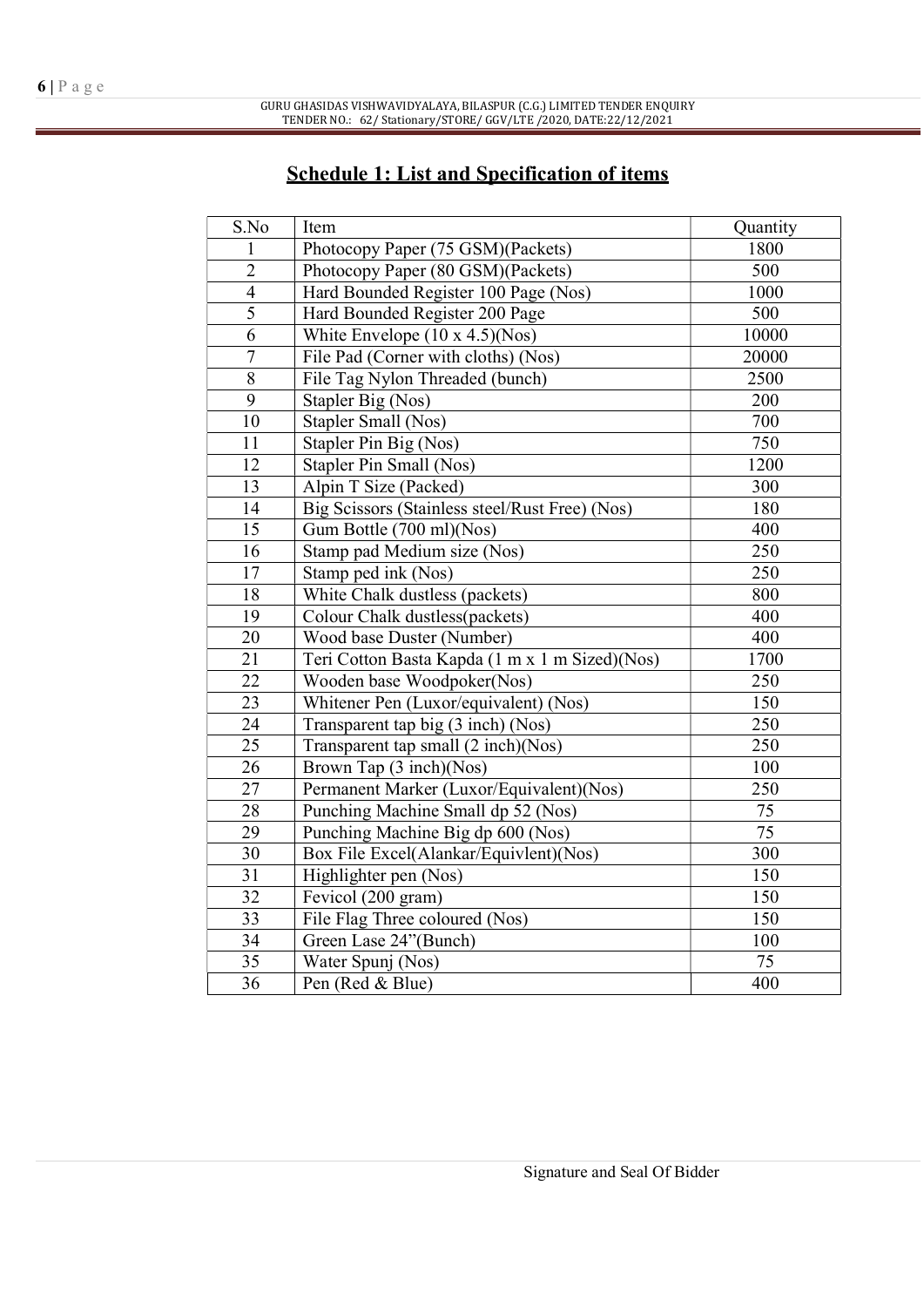## Schedule 1: List and Specification of items

| S.No | Item | Quantity |
|---|---|---|
| 1 | Photocopy Paper (75 GSM)(Packets) | 1800 |
| 2 | Photocopy Paper (80 GSM)(Packets) | 500 |
| 4 | Hard Bounded Register 100 Page (Nos) | 1000 |
| 5 | Hard Bounded Register 200 Page | 500 |
| 6 | White Envelope (10 x 4.5)(Nos) | 10000 |
| 7 | File Pad (Corner with cloths) (Nos) | 20000 |
| 8 | File Tag Nylon Threaded (bunch) | 2500 |
| 9 | Stapler Big (Nos) | 200 |
| 10 | Stapler Small (Nos) | 700 |
| 11 | Stapler Pin Big (Nos) | 750 |
| 12 | Stapler Pin Small (Nos) | 1200 |
| 13 | Alpin T Size (Packed) | 300 |
| 14 | Big Scissors (Stainless steel/Rust Free) (Nos) | 180 |
| 15 | Gum Bottle (700 ml)(Nos) | 400 |
| 16 | Stamp pad Medium size (Nos) | 250 |
| 17 | Stamp ped ink (Nos) | 250 |
| 18 | White Chalk dustless (packets) | 800 |
| 19 | Colour Chalk dustless(packets) | 400 |
| 20 | Wood base Duster (Number) | 400 |
| 21 | Teri Cotton Basta Kapda (1 m x 1 m Sized)(Nos) | 1700 |
| 22 | Wooden base Woodpoker(Nos) | 250 |
| 23 | Whitener Pen (Luxor/equivalent) (Nos) | 150 |
| 24 | Transparent tap big (3 inch) (Nos) | 250 |
| 25 | Transparent tap small (2 inch)(Nos) | 250 |
| 26 | Brown Tap (3 inch)(Nos) | 100 |
| 27 | Permanent Marker (Luxor/Equivalent)(Nos) | 250 |
| 28 | Punching Machine Small dp 52 (Nos) | 75 |
| 29 | Punching Machine Big dp 600 (Nos) | 75 |
| 30 | Box File Excel(Alankar/Equivlent)(Nos) | 300 |
| 31 | Highlighter pen (Nos) | 150 |
| 32 | Fevicol (200 gram) | 150 |
| 33 | File Flag Three coloured (Nos) | 150 |
| 34 | Green Lase 24"(Bunch) | 100 |
| 35 | Water Spunj (Nos) | 75 |
| 36 | Pen (Red & Blue) | 400 |

Signature and Seal Of Bidder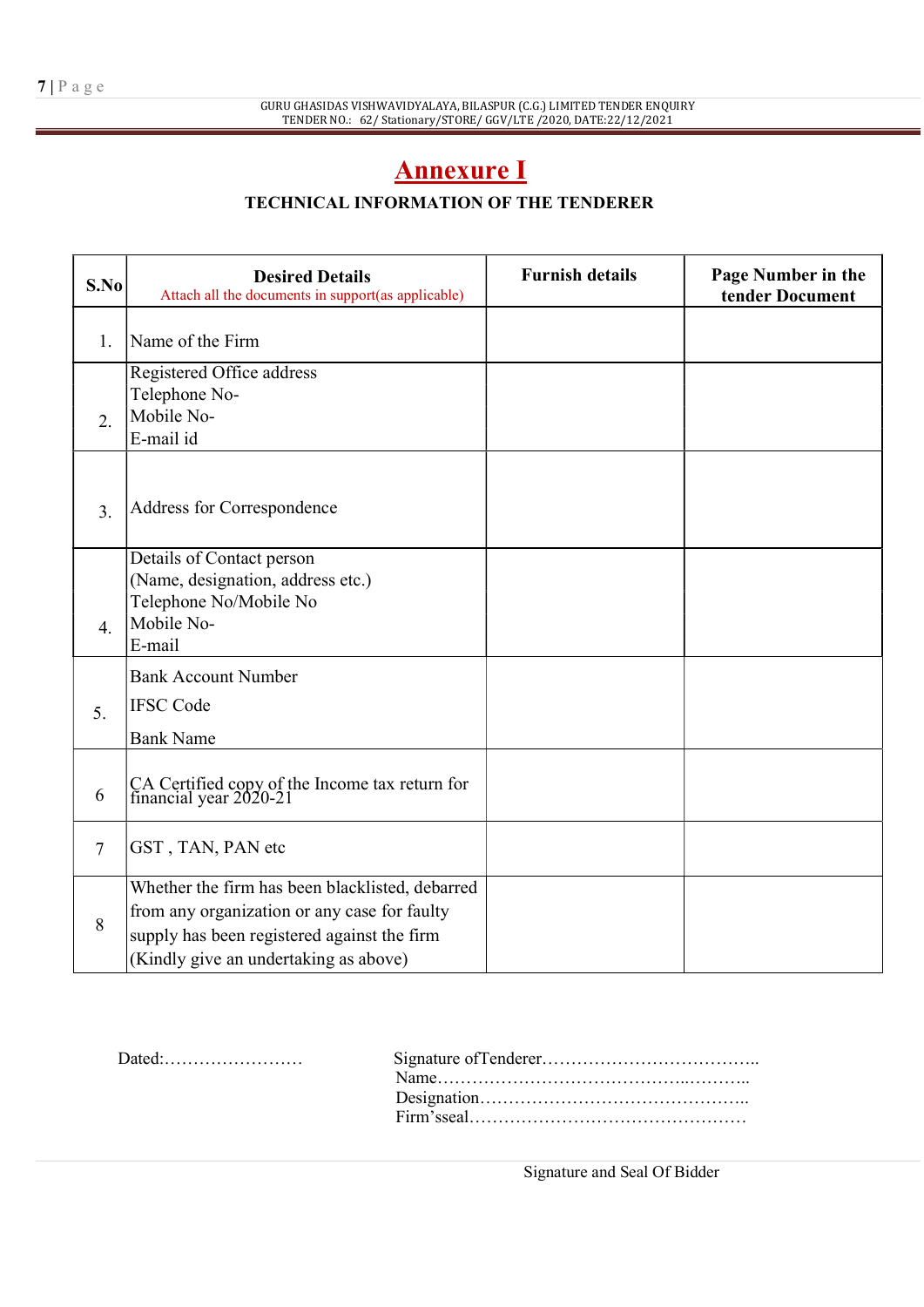# Annexure I

## TECHNICAL INFORMATION OF THE TENDERER

| S.No | Desired Details<br>Attach all the documents in support(as applicable) | Furnish details | Page Number in the tender Document |
|---|---|---|---|
| 1. | Name of the Firm | | |
| 2. | Registered Office address<br>Telephone No-<br>Mobile No-<br>E-mail id | | |
| 3. | Address for Correspondence | | |
| 4. | Details of Contact person<br>(Name, designation, address etc.)<br>Telephone No/Mobile No<br>Mobile No-<br>E-mail | | |
| 5. | Bank Account Number<br>IFSC Code<br>Bank Name | | |
| 6 | CA Certified copy of the Income tax return for financial year 2020-21 | | |
| 7 | GST , TAN, PAN etc | | |
| 8 | Whether the firm has been blacklisted, debarred from any organization or any case for faulty supply has been registered against the firm (Kindly give an undertaking as above) | | |

Dated:……………………

Signature ofTenderer………………………………..
Name……………………………………..………..
Designation………………………………………..
Firm'sseal…………………………………………

Signature and Seal Of Bidder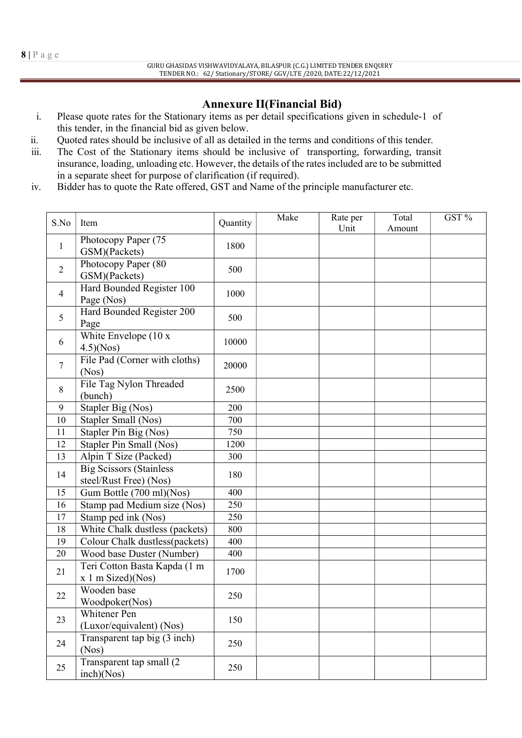## Annexure II(Financial Bid)

i. Please quote rates for the Stationary items as per detail specifications given in schedule-1 of this tender, in the financial bid as given below.
ii. Quoted rates should be inclusive of all as detailed in the terms and conditions of this tender.
iii. The Cost of the Stationary items should be inclusive of transporting, forwarding, transit insurance, loading, unloading etc. However, the details of the rates included are to be submitted in a separate sheet for purpose of clarification (if required).
iv. Bidder has to quote the Rate offered, GST and Name of the principle manufacturer etc.

| S.No | Item | Quantity | Make | Rate per Unit | Total Amount | GST % |
|---|---|---|---|---|---|---|
| 1 | Photocopy Paper (75 GSM)(Packets) | 1800 | | | | |
| 2 | Photocopy Paper (80 GSM)(Packets) | 500 | | | | |
| 4 | Hard Bounded Register 100 Page (Nos) | 1000 | | | | |
| 5 | Hard Bounded Register 200 Page | 500 | | | | |
| 6 | White Envelope (10 x 4.5)(Nos) | 10000 | | | | |
| 7 | File Pad (Corner with cloths) (Nos) | 20000 | | | | |
| 8 | File Tag Nylon Threaded (bunch) | 2500 | | | | |
| 9 | Stapler Big (Nos) | 200 | | | | |
| 10 | Stapler Small (Nos) | 700 | | | | |
| 11 | Stapler Pin Big (Nos) | 750 | | | | |
| 12 | Stapler Pin Small (Nos) | 1200 | | | | |
| 13 | Alpin T Size (Packed) | 300 | | | | |
| 14 | Big Scissors (Stainless steel/Rust Free) (Nos) | 180 | | | | |
| 15 | Gum Bottle (700 ml)(Nos) | 400 | | | | |
| 16 | Stamp pad Medium size (Nos) | 250 | | | | |
| 17 | Stamp ped ink (Nos) | 250 | | | | |
| 18 | White Chalk dustless (packets) | 800 | | | | |
| 19 | Colour Chalk dustless(packets) | 400 | | | | |
| 20 | Wood base Duster (Number) | 400 | | | | |
| 21 | Teri Cotton Basta Kapda (1 m x 1 m Sized)(Nos) | 1700 | | | | |
| 22 | Wooden base Woodpoker(Nos) | 250 | | | | |
| 23 | Whitener Pen (Luxor/equivalent) (Nos) | 150 | | | | |
| 24 | Transparent tap big (3 inch) (Nos) | 250 | | | | |
| 25 | Transparent tap small (2 inch)(Nos) | 250 | | | | |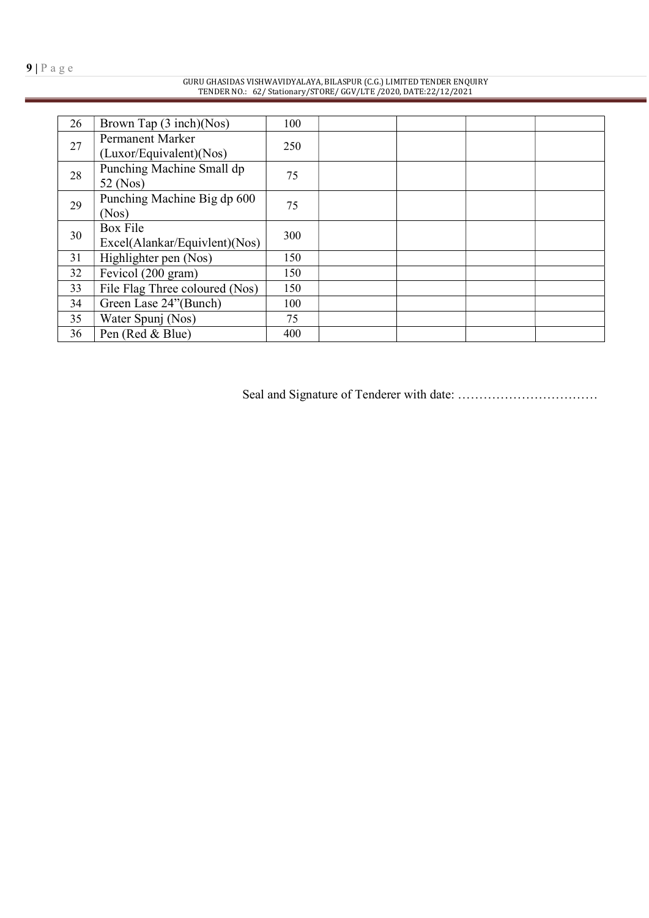| | | | | | | |
|---|---|---|---|---|---|---|
| 26 | Brown Tap (3 inch)(Nos) | 100 | | | | |
| 27 | Permanent Marker (Luxor/Equivalent)(Nos) | 250 | | | | |
| 28 | Punching Machine Small dp 52 (Nos) | 75 | | | | |
| 29 | Punching Machine Big dp 600 (Nos) | 75 | | | | |
| 30 | Box File Excel(Alankar/Equivlent)(Nos) | 300 | | | | |
| 31 | Highlighter pen (Nos) | 150 | | | | |
| 32 | Fevicol (200 gram) | 150 | | | | |
| 33 | File Flag Three coloured (Nos) | 150 | | | | |
| 34 | Green Lase 24"(Bunch) | 100 | | | | |
| 35 | Water Spunj (Nos) | 75 | | | | |
| 36 | Pen (Red & Blue) | 400 | | | | |

Seal and Signature of Tenderer with date: ……………………………